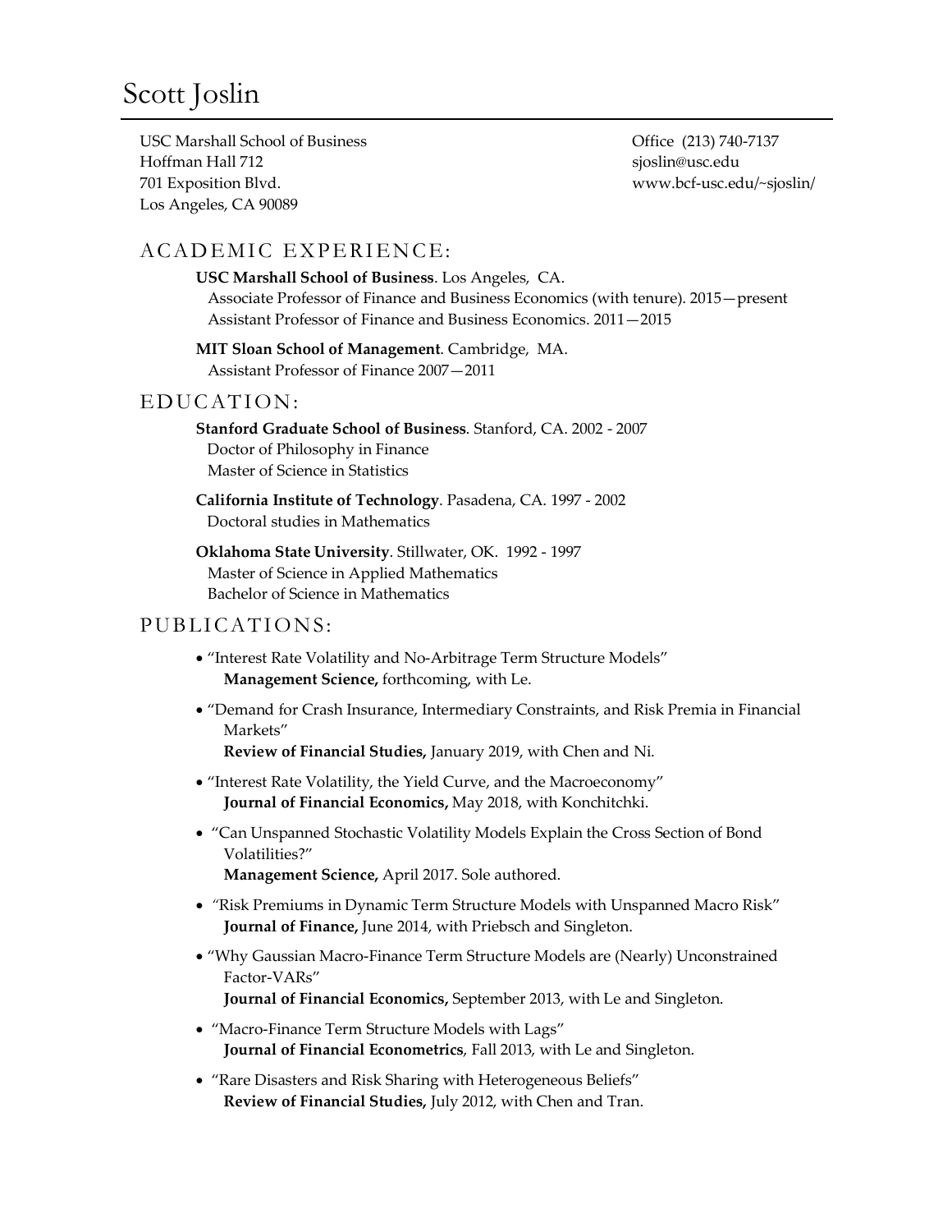# Scott Joslin

USC Marshall School of Business
Hoffman Hall 712
701 Exposition Blvd.
Los Angeles, CA 90089

Office (213) 740-7137
sjoslin@usc.edu
www.bcf-usc.edu/~sjoslin/

## ACADEMIC EXPERIENCE:

**USC Marshall School of Business**. Los Angeles, CA.
Associate Professor of Finance and Business Economics (with tenure). 2015—present
Assistant Professor of Finance and Business Economics. 2011—2015

**MIT Sloan School of Management**. Cambridge, MA.
Assistant Professor of Finance 2007—2011

## EDUCATION:

**Stanford Graduate School of Business**. Stanford, CA. 2002 - 2007
Doctor of Philosophy in Finance
Master of Science in Statistics

**California Institute of Technology**. Pasadena, CA. 1997 - 2002
Doctoral studies in Mathematics

**Oklahoma State University**. Stillwater, OK. 1992 - 1997
Master of Science in Applied Mathematics
Bachelor of Science in Mathematics

## PUBLICATIONS:

- "Interest Rate Volatility and No-Arbitrage Term Structure Models"
  **Management Science,** forthcoming, with Le.
- "Demand for Crash Insurance, Intermediary Constraints, and Risk Premia in Financial Markets"
  **Review of Financial Studies,** January 2019, with Chen and Ni.
- "Interest Rate Volatility, the Yield Curve, and the Macroeconomy"
  **Journal of Financial Economics,** May 2018, with Konchitchki.
- "Can Unspanned Stochastic Volatility Models Explain the Cross Section of Bond Volatilities?"
  **Management Science,** April 2017. Sole authored.
- "Risk Premiums in Dynamic Term Structure Models with Unspanned Macro Risk"
  **Journal of Finance,** June 2014, with Priebsch and Singleton.
- "Why Gaussian Macro-Finance Term Structure Models are (Nearly) Unconstrained Factor-VARs"
  **Journal of Financial Economics,** September 2013, with Le and Singleton.
- "Macro-Finance Term Structure Models with Lags"
  **Journal of Financial Econometrics**, Fall 2013, with Le and Singleton.
- "Rare Disasters and Risk Sharing with Heterogeneous Beliefs"
  **Review of Financial Studies,** July 2012, with Chen and Tran.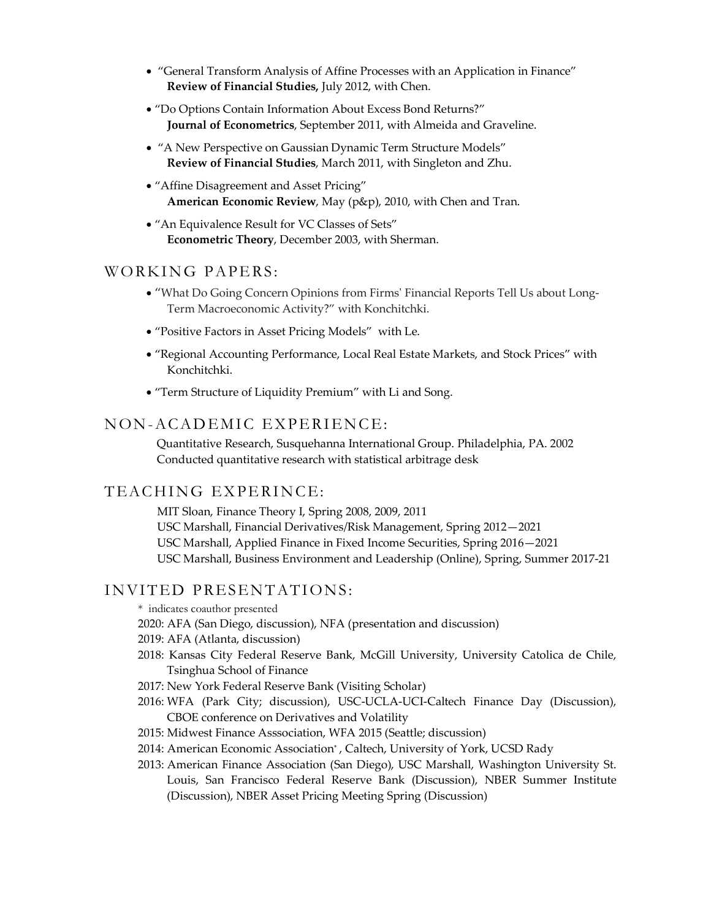- "General Transform Analysis of Affine Processes with an Application in Finance" **Review of Financial Studies,** July 2012, with Chen.
- "Do Options Contain Information About Excess Bond Returns?" **Journal of Econometrics**, September 2011, with Almeida and Graveline.
- "A New Perspective on Gaussian Dynamic Term Structure Models" **Review of Financial Studies**, March 2011, with Singleton and Zhu.
- "Affine Disagreement and Asset Pricing" **American Economic Review**, May (p&p), 2010, with Chen and Tran.
- "An Equivalence Result for VC Classes of Sets" **Econometric Theory**, December 2003, with Sherman.

## WORKING PAPERS:

- "What Do Going Concern Opinions from Firms' Financial Reports Tell Us about Long-Term Macroeconomic Activity?" with Konchitchki.
- "Positive Factors in Asset Pricing Models" with Le.
- "Regional Accounting Performance, Local Real Estate Markets, and Stock Prices" with Konchitchki.
- "Term Structure of Liquidity Premium" with Li and Song.

## NON-ACADEMIC EXPERIENCE:

Quantitative Research, Susquehanna International Group. Philadelphia, PA. 2002
Conducted quantitative research with statistical arbitrage desk

## TEACHING EXPERINCE:

MIT Sloan, Finance Theory I, Spring 2008, 2009, 2011
USC Marshall, Financial Derivatives/Risk Management, Spring 2012—2021
USC Marshall, Applied Finance in Fixed Income Securities, Spring 2016—2021
USC Marshall, Business Environment and Leadership (Online), Spring, Summer 2017-21

## INVITED PRESENTATIONS:

\* indicates coauthor presented

2020: AFA (San Diego, discussion), NFA (presentation and discussion)
2019: AFA (Atlanta, discussion)
2018: Kansas City Federal Reserve Bank, McGill University, University Catolica de Chile, Tsinghua School of Finance
2017: New York Federal Reserve Bank (Visiting Scholar)
2016: WFA (Park City; discussion), USC-UCLA-UCI-Caltech Finance Day (Discussion), CBOE conference on Derivatives and Volatility
2015: Midwest Finance Asssociation, WFA 2015 (Seattle; discussion)
2014: American Economic Association*, Caltech, University of York, UCSD Rady
2013: American Finance Association (San Diego), USC Marshall, Washington University St. Louis, San Francisco Federal Reserve Bank (Discussion), NBER Summer Institute (Discussion), NBER Asset Pricing Meeting Spring (Discussion)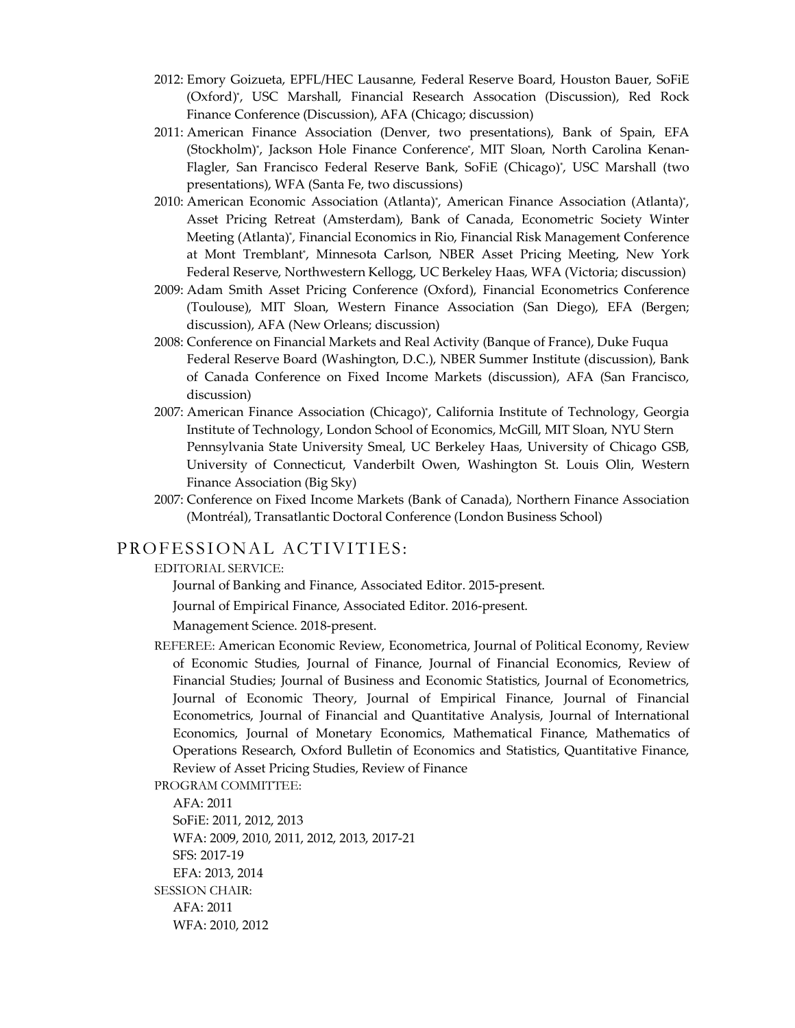- 2012: Emory Goizueta, EPFL/HEC Lausanne, Federal Reserve Board, Houston Bauer, SoFiE (Oxford)*, USC Marshall, Financial Research Assocation (Discussion), Red Rock Finance Conference (Discussion), AFA (Chicago; discussion)
- 2011: American Finance Association (Denver, two presentations), Bank of Spain, EFA (Stockholm)*, Jackson Hole Finance Conference*, MIT Sloan, North Carolina Kenan-Flagler, San Francisco Federal Reserve Bank, SoFiE (Chicago)*, USC Marshall (two presentations), WFA (Santa Fe, two discussions)
- 2010: American Economic Association (Atlanta)*, American Finance Association (Atlanta)*, Asset Pricing Retreat (Amsterdam), Bank of Canada, Econometric Society Winter Meeting (Atlanta)*, Financial Economics in Rio, Financial Risk Management Conference at Mont Tremblant*, Minnesota Carlson, NBER Asset Pricing Meeting, New York Federal Reserve, Northwestern Kellogg, UC Berkeley Haas, WFA (Victoria; discussion)
- 2009: Adam Smith Asset Pricing Conference (Oxford), Financial Econometrics Conference (Toulouse), MIT Sloan, Western Finance Association (San Diego), EFA (Bergen; discussion), AFA (New Orleans; discussion)
- 2008: Conference on Financial Markets and Real Activity (Banque of France), Duke Fuqua Federal Reserve Board (Washington, D.C.), NBER Summer Institute (discussion), Bank of Canada Conference on Fixed Income Markets (discussion), AFA (San Francisco, discussion)
- 2007: American Finance Association (Chicago)*, California Institute of Technology, Georgia Institute of Technology, London School of Economics, McGill, MIT Sloan, NYU Stern Pennsylvania State University Smeal, UC Berkeley Haas, University of Chicago GSB, University of Connecticut, Vanderbilt Owen, Washington St. Louis Olin, Western Finance Association (Big Sky)
- 2007: Conference on Fixed Income Markets (Bank of Canada), Northern Finance Association (Montréal), Transatlantic Doctoral Conference (London Business School)

## PROFESSIONAL ACTIVITIES:

EDITORIAL SERVICE:

Journal of Banking and Finance, Associated Editor. 2015-present.

Journal of Empirical Finance, Associated Editor. 2016-present.

Management Science. 2018-present.

REFEREE: American Economic Review, Econometrica, Journal of Political Economy, Review of Economic Studies, Journal of Finance, Journal of Financial Economics, Review of Financial Studies; Journal of Business and Economic Statistics, Journal of Econometrics, Journal of Economic Theory, Journal of Empirical Finance, Journal of Financial Econometrics, Journal of Financial and Quantitative Analysis, Journal of International Economics, Journal of Monetary Economics, Mathematical Finance, Mathematics of Operations Research, Oxford Bulletin of Economics and Statistics, Quantitative Finance, Review of Asset Pricing Studies, Review of Finance

PROGRAM COMMITTEE:

AFA: 2011

SoFiE: 2011, 2012, 2013

WFA: 2009, 2010, 2011, 2012, 2013, 2017-21

SFS: 2017-19

EFA: 2013, 2014

SESSION CHAIR:

AFA: 2011

WFA: 2010, 2012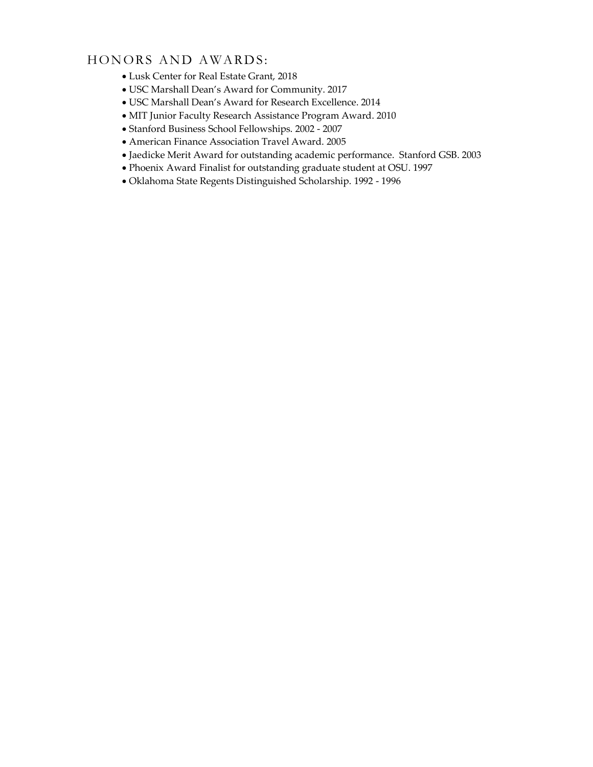## HONORS AND AWARDS:

- Lusk Center for Real Estate Grant, 2018
- USC Marshall Dean's Award for Community. 2017
- USC Marshall Dean's Award for Research Excellence. 2014
- MIT Junior Faculty Research Assistance Program Award. 2010
- Stanford Business School Fellowships. 2002 - 2007
- American Finance Association Travel Award. 2005
- Jaedicke Merit Award for outstanding academic performance. Stanford GSB. 2003
- Phoenix Award Finalist for outstanding graduate student at OSU. 1997
- Oklahoma State Regents Distinguished Scholarship. 1992 - 1996